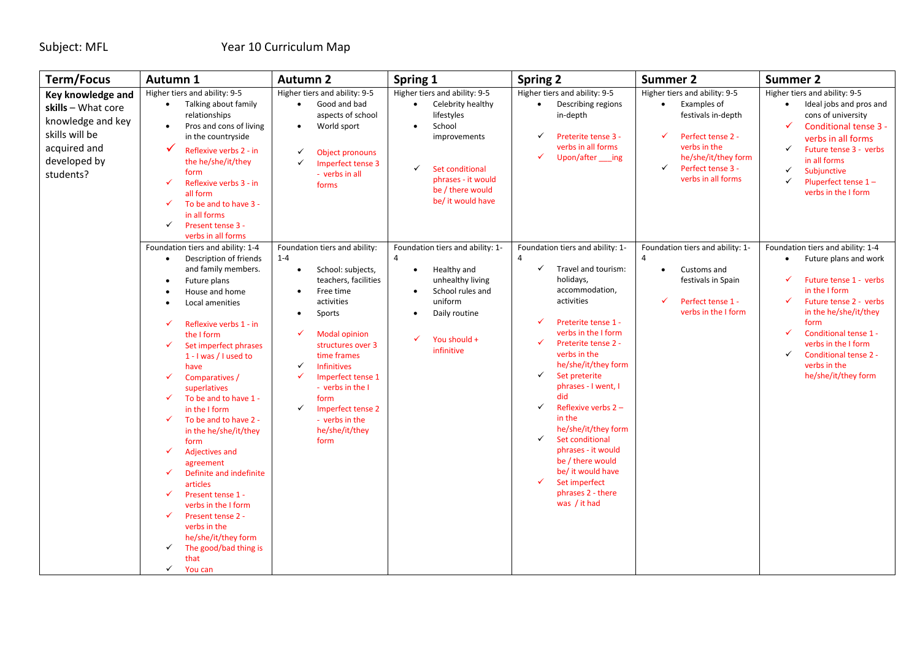Subject: MFL Year 10 Curriculum Map

| Term/Focus | Autumn 1 | Autumn 2 | Spring 1 | Spring 2 | Summer 2 | Summer 2 |
|---|---|---|---|---|---|---|
| **Key knowledge and skills** – What core knowledge and key skills will be acquired and developed by students? | Higher tiers and ability: 9-5<br>• Talking about family relationships<br>• Pros and cons of living in the countryside<br>✓ Reflexive verbs 2 - in the he/she/it/they form<br>✓ Reflexive verbs 3 - in all form<br>✓ To be and to have 3 - in all forms<br>✓ Present tense 3 - verbs in all forms | Higher tiers and ability: 9-5<br>• Good and bad aspects of school<br>• World sport<br>✓ Object pronouns<br>✓ Imperfect tense 3 - verbs in all forms | Higher tiers and ability: 9-5<br>• Celebrity healthy lifestyles<br>• School improvements<br>✓ Set conditional phrases - it would be / there would be/ it would have | Higher tiers and ability: 9-5<br>• Describing regions in-depth<br>✓ Preterite tense 3 - verbs in all forms<br>✓ Upon/after ___ing | Higher tiers and ability: 9-5<br>• Examples of festivals in-depth<br>✓ Perfect tense 2 - verbs in the he/she/it/they form<br>✓ Perfect tense 3 - verbs in all forms | Higher tiers and ability: 9-5<br>• Ideal jobs and pros and cons of university<br>✓ Conditional tense 3 - verbs in all forms<br>✓ Future tense 3 - verbs in all forms<br>✓ Subjunctive<br>✓ Pluperfect tense 1 – verbs in the I form |
| | Foundation tiers and ability: 1-4<br>• Description of friends and family members.<br>• Future plans<br>• House and home<br>• Local amenities<br>✓ Reflexive verbs 1 - in the I form<br>✓ Set imperfect phrases 1 - I was / I used to have<br>✓ Comparatives / superlatives<br>✓ To be and to have 1 - in the I form<br>✓ To be and to have 2 - in the he/she/it/they form<br>✓ Adjectives and agreement<br>✓ Definite and indefinite articles<br>✓ Present tense 1 - verbs in the I form<br>✓ Present tense 2 - verbs in the he/she/it/they form<br>✓ The good/bad thing is that<br>✓ You can | Foundation tiers and ability: 1-4<br>• School: subjects, teachers, facilities<br>• Free time activities<br>• Sports<br>✓ Modal opinion structures over 3 time frames<br>✓ Infinitives<br>✓ Imperfect tense 1 - verbs in the I form<br>✓ Imperfect tense 2 - verbs in the he/she/it/they form | Foundation tiers and ability: 1-4<br>• Healthy and unhealthy living<br>• School rules and uniform<br>• Daily routine<br>✓ You should + infinitive | Foundation tiers and ability: 1-4<br>✓ Travel and tourism: holidays, accommodation, activities<br>✓ Preterite tense 1 - verbs in the I form<br>✓ Preterite tense 2 - verbs in the he/she/it/they form<br>✓ Set preterite phrases - I went, I did<br>✓ Reflexive verbs 2 – in the he/she/it/they form<br>✓ Set conditional phrases - it would be / there would be/ it would have<br>✓ Set imperfect phrases 2 - there was / it had | Foundation tiers and ability: 1-4<br>• Customs and festivals in Spain<br>✓ Perfect tense 1 - verbs in the I form | Foundation tiers and ability: 1-4<br>• Future plans and work<br>✓ Future tense 1 - verbs in the I form<br>✓ Future tense 2 - verbs in the he/she/it/they form<br>✓ Conditional tense 1 - verbs in the I form<br>✓ Conditional tense 2 - verbs in the he/she/it/they form |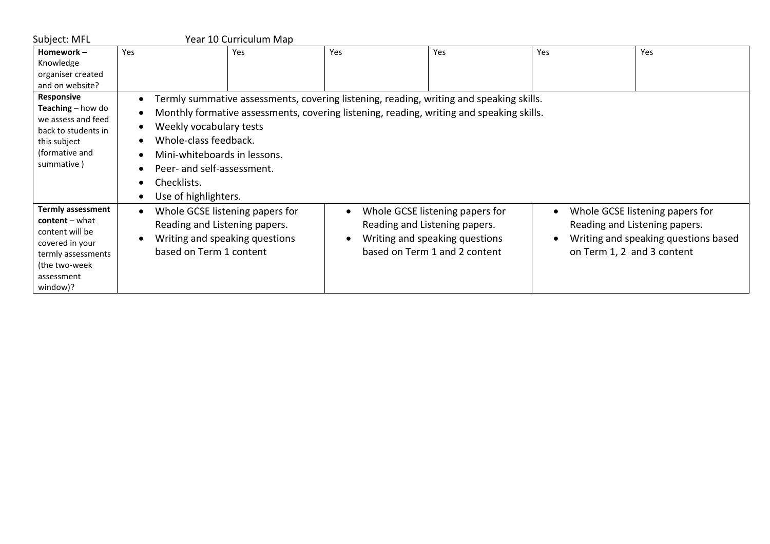Subject: MFL Year 10 Curriculum Map

| | | | | | | |
|---|---|---|---|---|---|---|
| **Homework –** Knowledge organiser created and on website? | Yes | Yes | Yes | Yes | Yes | Yes |
| **Responsive Teaching** – how do we assess and feed back to students in this subject (formative and summative ) | • Termly summative assessments, covering listening, reading, writing and speaking skills.<br>• Monthly formative assessments, covering listening, reading, writing and speaking skills.<br>• Weekly vocabulary tests<br>• Whole-class feedback.<br>• Mini-whiteboards in lessons.<br>• Peer- and self-assessment.<br>• Checklists.<br>• Use of highlighters. | | | | | |
| **Termly assessment content** – what content will be covered in your termly assessments (the two-week assessment window)? | • Whole GCSE listening papers for Reading and Listening papers.<br>• Writing and speaking questions based on Term 1 content | | • Whole GCSE listening papers for Reading and Listening papers.<br>• Writing and speaking questions based on Term 1 and 2 content | | • Whole GCSE listening papers for Reading and Listening papers.<br>• Writing and speaking questions based on Term 1, 2 and 3 content | |